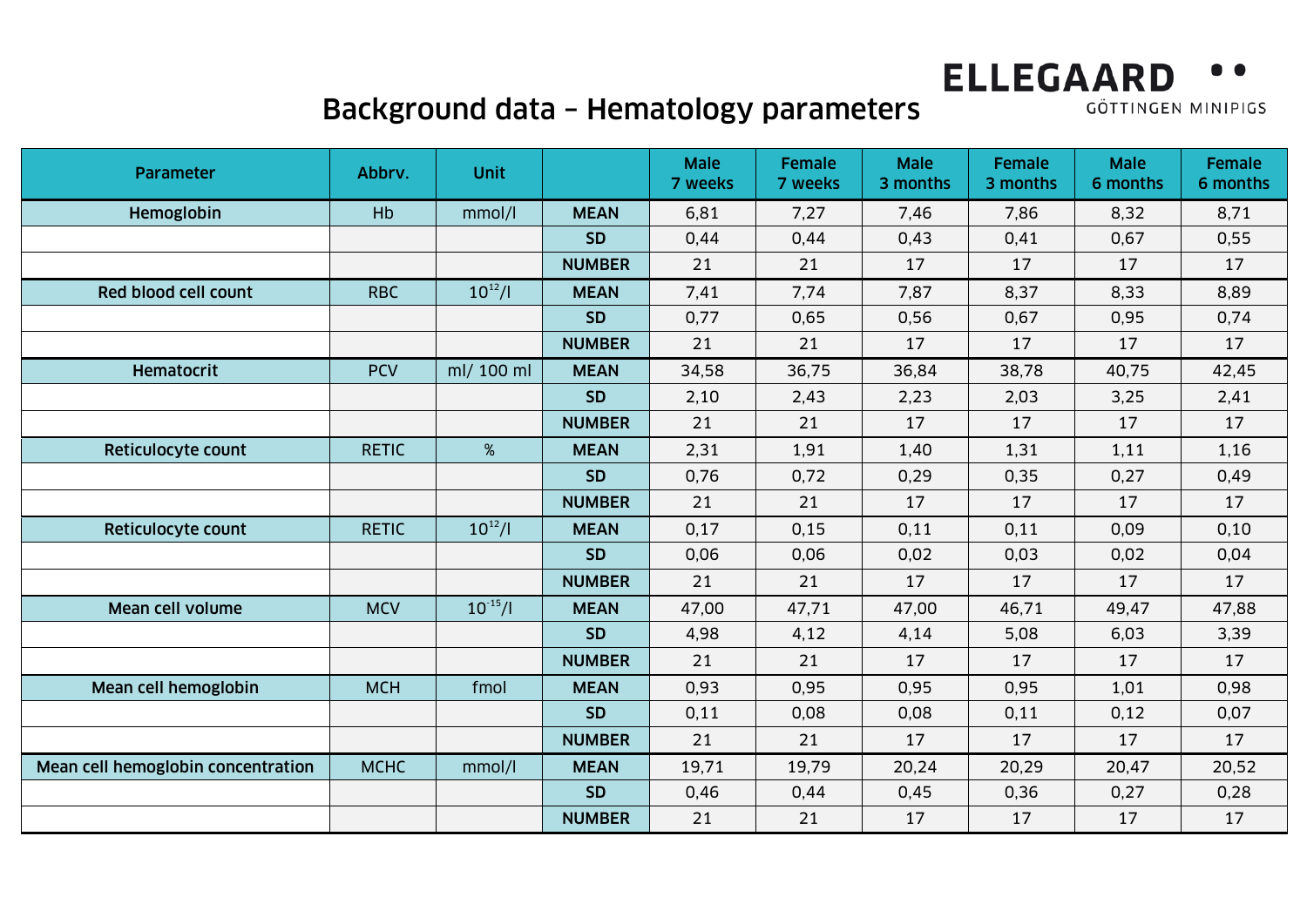ELLEGAARD GÖTTINGEN MINIPIGS

# Background data – Hematology parameters

| Parameter | Abbrv. | Unit | | Male 7 weeks | Female 7 weeks | Male 3 months | Female 3 months | Male 6 months | Female 6 months |
|---|---|---|---|---|---|---|---|---|---|
| **Hemoglobin** | Hb | mmol/l | **MEAN** | 6,81 | 7,27 | 7,46 | 7,86 | 8,32 | 8,71 |
| | | | **SD** | 0,44 | 0,44 | 0,43 | 0,41 | 0,67 | 0,55 |
| | | | **NUMBER** | 21 | 21 | 17 | 17 | 17 | 17 |
| **Red blood cell count** | RBC | $10^{12}/l$ | **MEAN** | 7,41 | 7,74 | 7,87 | 8,37 | 8,33 | 8,89 |
| | | | **SD** | 0,77 | 0,65 | 0,56 | 0,67 | 0,95 | 0,74 |
| | | | **NUMBER** | 21 | 21 | 17 | 17 | 17 | 17 |
| **Hematocrit** | PCV | ml/ 100 ml | **MEAN** | 34,58 | 36,75 | 36,84 | 38,78 | 40,75 | 42,45 |
| | | | **SD** | 2,10 | 2,43 | 2,23 | 2,03 | 3,25 | 2,41 |
| | | | **NUMBER** | 21 | 21 | 17 | 17 | 17 | 17 |
| **Reticulocyte count** | RETIC | % | **MEAN** | 2,31 | 1,91 | 1,40 | 1,31 | 1,11 | 1,16 |
| | | | **SD** | 0,76 | 0,72 | 0,29 | 0,35 | 0,27 | 0,49 |
| | | | **NUMBER** | 21 | 21 | 17 | 17 | 17 | 17 |
| **Reticulocyte count** | RETIC | $10^{12}/l$ | **MEAN** | 0,17 | 0,15 | 0,11 | 0,11 | 0,09 | 0,10 |
| | | | **SD** | 0,06 | 0,06 | 0,02 | 0,03 | 0,02 | 0,04 |
| | | | **NUMBER** | 21 | 21 | 17 | 17 | 17 | 17 |
| **Mean cell volume** | MCV | $10^{-15}/l$ | **MEAN** | 47,00 | 47,71 | 47,00 | 46,71 | 49,47 | 47,88 |
| | | | **SD** | 4,98 | 4,12 | 4,14 | 5,08 | 6,03 | 3,39 |
| | | | **NUMBER** | 21 | 21 | 17 | 17 | 17 | 17 |
| **Mean cell hemoglobin** | MCH | fmol | **MEAN** | 0,93 | 0,95 | 0,95 | 0,95 | 1,01 | 0,98 |
| | | | **SD** | 0,11 | 0,08 | 0,08 | 0,11 | 0,12 | 0,07 |
| | | | **NUMBER** | 21 | 21 | 17 | 17 | 17 | 17 |
| **Mean cell hemoglobin concentration** | MCHC | mmol/l | **MEAN** | 19,71 | 19,79 | 20,24 | 20,29 | 20,47 | 20,52 |
| | | | **SD** | 0,46 | 0,44 | 0,45 | 0,36 | 0,27 | 0,28 |
| | | | **NUMBER** | 21 | 21 | 17 | 17 | 17 | 17 |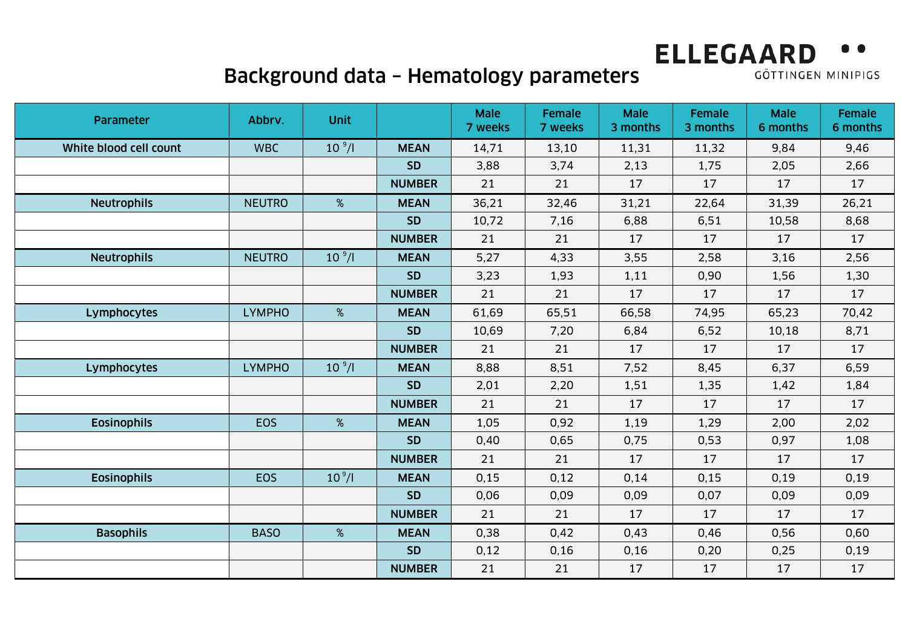# Background data – Hematology parameters

ELLEGAARD GÖTTINGEN MINIPIGS

| Parameter | Abbrv. | Unit | | Male 7 weeks | Female 7 weeks | Male 3 months | Female 3 months | Male 6 months | Female 6 months |
|---|---|---|---|---|---|---|---|---|---|
| White blood cell count | WBC | $10^9$/l | MEAN | 14,71 | 13,10 | 11,31 | 11,32 | 9,84 | 9,46 |
| | | | SD | 3,88 | 3,74 | 2,13 | 1,75 | 2,05 | 2,66 |
| | | | NUMBER | 21 | 21 | 17 | 17 | 17 | 17 |
| Neutrophils | NEUTRO | % | MEAN | 36,21 | 32,46 | 31,21 | 22,64 | 31,39 | 26,21 |
| | | | SD | 10,72 | 7,16 | 6,88 | 6,51 | 10,58 | 8,68 |
| | | | NUMBER | 21 | 21 | 17 | 17 | 17 | 17 |
| Neutrophils | NEUTRO | $10^9$/l | MEAN | 5,27 | 4,33 | 3,55 | 2,58 | 3,16 | 2,56 |
| | | | SD | 3,23 | 1,93 | 1,11 | 0,90 | 1,56 | 1,30 |
| | | | NUMBER | 21 | 21 | 17 | 17 | 17 | 17 |
| Lymphocytes | LYMPHO | % | MEAN | 61,69 | 65,51 | 66,58 | 74,95 | 65,23 | 70,42 |
| | | | SD | 10,69 | 7,20 | 6,84 | 6,52 | 10,18 | 8,71 |
| | | | NUMBER | 21 | 21 | 17 | 17 | 17 | 17 |
| Lymphocytes | LYMPHO | $10^9$/l | MEAN | 8,88 | 8,51 | 7,52 | 8,45 | 6,37 | 6,59 |
| | | | SD | 2,01 | 2,20 | 1,51 | 1,35 | 1,42 | 1,84 |
| | | | NUMBER | 21 | 21 | 17 | 17 | 17 | 17 |
| Eosinophils | EOS | % | MEAN | 1,05 | 0,92 | 1,19 | 1,29 | 2,00 | 2,02 |
| | | | SD | 0,40 | 0,65 | 0,75 | 0,53 | 0,97 | 1,08 |
| | | | NUMBER | 21 | 21 | 17 | 17 | 17 | 17 |
| Eosinophils | EOS | $10^9$/l | MEAN | 0,15 | 0,12 | 0,14 | 0,15 | 0,19 | 0,19 |
| | | | SD | 0,06 | 0,09 | 0,09 | 0,07 | 0,09 | 0,09 |
| | | | NUMBER | 21 | 21 | 17 | 17 | 17 | 17 |
| Basophils | BASO | % | MEAN | 0,38 | 0,42 | 0,43 | 0,46 | 0,56 | 0,60 |
| | | | SD | 0,12 | 0,16 | 0,16 | 0,20 | 0,25 | 0,19 |
| | | | NUMBER | 21 | 21 | 17 | 17 | 17 | 17 |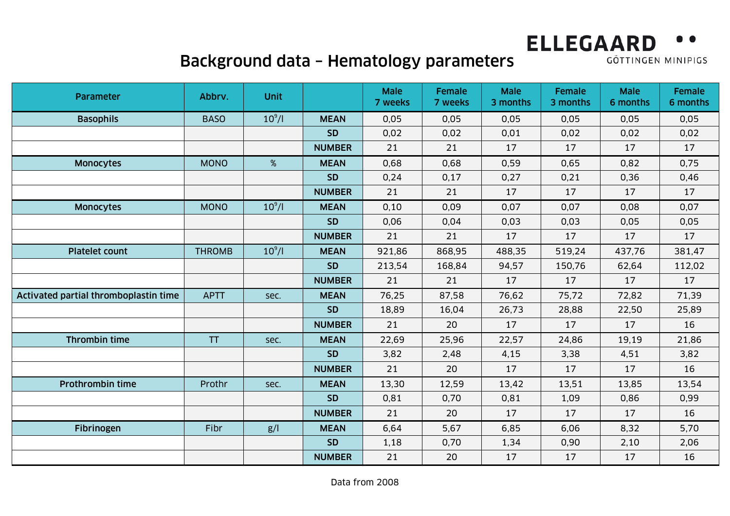# Background data – Hematology parameters

| Parameter | Abbrv. | Unit | | Male 7 weeks | Female 7 weeks | Male 3 months | Female 3 months | Male 6 months | Female 6 months |
|---|---|---|---|---|---|---|---|---|---|
| **Basophils** | BASO | $10^9$/l | **MEAN** | 0,05 | 0,05 | 0,05 | 0,05 | 0,05 | 0,05 |
| | | | **SD** | 0,02 | 0,02 | 0,01 | 0,02 | 0,02 | 0,02 |
| | | | **NUMBER** | 21 | 21 | 17 | 17 | 17 | 17 |
| **Monocytes** | MONO | % | **MEAN** | 0,68 | 0,68 | 0,59 | 0,65 | 0,82 | 0,75 |
| | | | **SD** | 0,24 | 0,17 | 0,27 | 0,21 | 0,36 | 0,46 |
| | | | **NUMBER** | 21 | 21 | 17 | 17 | 17 | 17 |
| **Monocytes** | MONO | $10^9$/l | **MEAN** | 0,10 | 0,09 | 0,07 | 0,07 | 0,08 | 0,07 |
| | | | **SD** | 0,06 | 0,04 | 0,03 | 0,03 | 0,05 | 0,05 |
| | | | **NUMBER** | 21 | 21 | 17 | 17 | 17 | 17 |
| **Platelet count** | THROMB | $10^9$/l | **MEAN** | 921,86 | 868,95 | 488,35 | 519,24 | 437,76 | 381,47 |
| | | | **SD** | 213,54 | 168,84 | 94,57 | 150,76 | 62,64 | 112,02 |
| | | | **NUMBER** | 21 | 21 | 17 | 17 | 17 | 17 |
| **Activated partial thromboplastin time** | APTT | sec. | **MEAN** | 76,25 | 87,58 | 76,62 | 75,72 | 72,82 | 71,39 |
| | | | **SD** | 18,89 | 16,04 | 26,73 | 28,88 | 22,50 | 25,89 |
| | | | **NUMBER** | 21 | 20 | 17 | 17 | 17 | 16 |
| **Thrombin time** | TT | sec. | **MEAN** | 22,69 | 25,96 | 22,57 | 24,86 | 19,19 | 21,86 |
| | | | **SD** | 3,82 | 2,48 | 4,15 | 3,38 | 4,51 | 3,82 |
| | | | **NUMBER** | 21 | 20 | 17 | 17 | 17 | 16 |
| **Prothrombin time** | Prothr | sec. | **MEAN** | 13,30 | 12,59 | 13,42 | 13,51 | 13,85 | 13,54 |
| | | | **SD** | 0,81 | 0,70 | 0,81 | 1,09 | 0,86 | 0,99 |
| | | | **NUMBER** | 21 | 20 | 17 | 17 | 17 | 16 |
| **Fibrinogen** | Fibr | g/l | **MEAN** | 6,64 | 5,67 | 6,85 | 6,06 | 8,32 | 5,70 |
| | | | **SD** | 1,18 | 0,70 | 1,34 | 0,90 | 2,10 | 2,06 |
| | | | **NUMBER** | 21 | 20 | 17 | 17 | 17 | 16 |

Data from 2008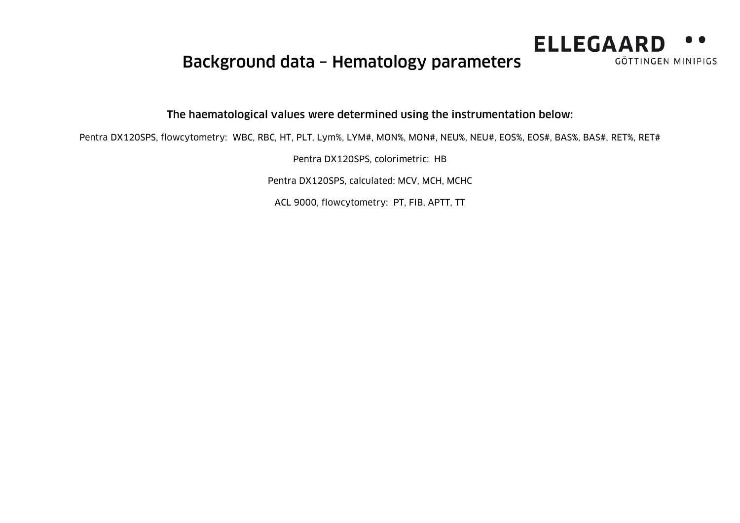# Background data – Hematology parameters

ELLEGAARD
GÖTTINGEN MINIPIGS

**The haematological values were determined using the instrumentation below:**

Pentra DX120SPS, flowcytometry: WBC, RBC, HT, PLT, Lym%, LYM#, MON%, MON#, NEU%, NEU#, EOS%, EOS#, BAS%, BAS#, RET%, RET#

Pentra DX120SPS, colorimetric: HB

Pentra DX120SPS, calculated: MCV, MCH, MCHC

ACL 9000, flowcytometry: PT, FIB, APTT, TT